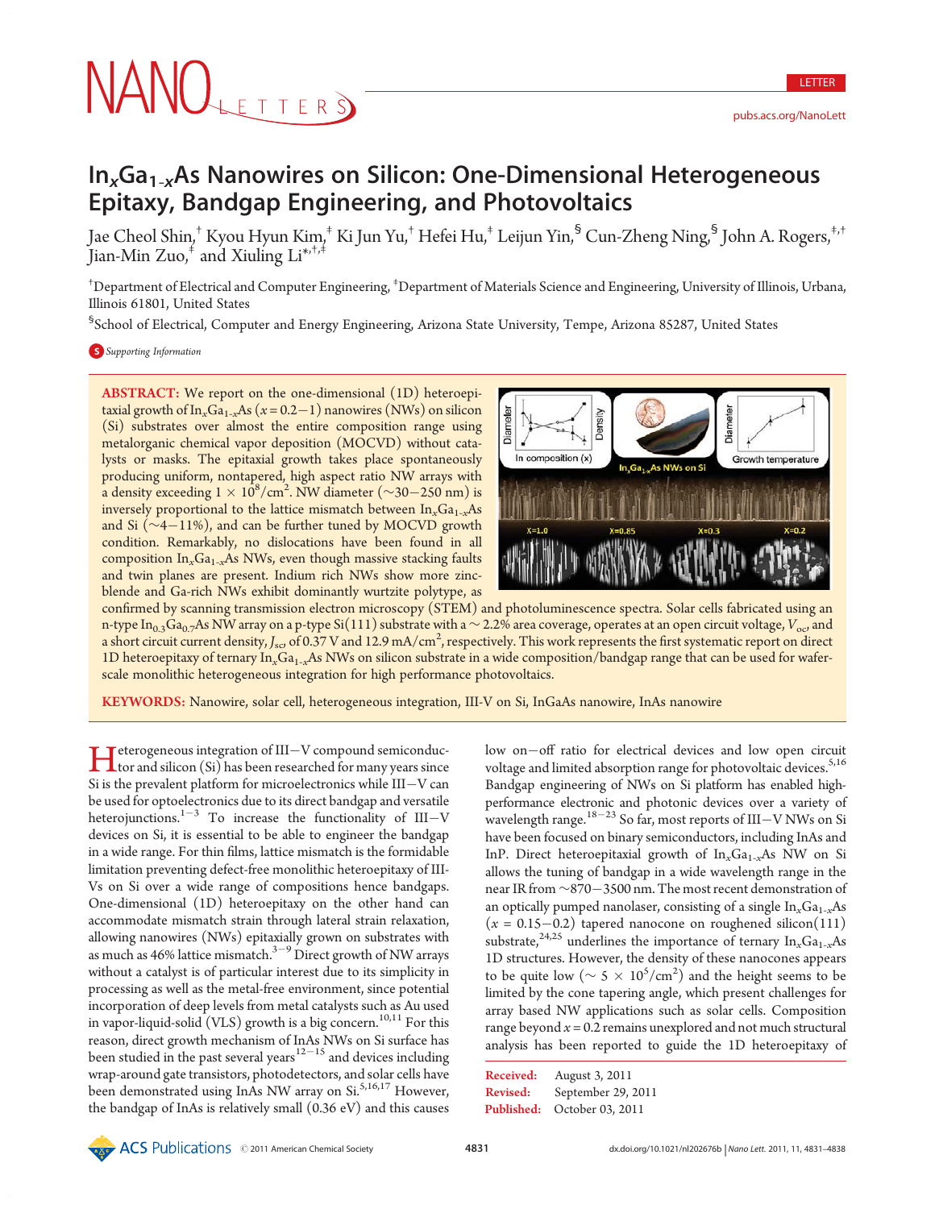# $In_xGa_{1-x}As$ Nanowires on Silicon: One-Dimensional Heterogeneous Epitaxy, Bandgap Engineering, and Photovoltaics

Jae Cheol Shin,[†] Kyou Hyun Kim,[‡] Ki Jun Yu,[†] Hefei Hu,[‡] Leijun Yin,[§] Cun-Zheng Ning,[§] John A. Rogers,[‡,†] Jian-Min Zuo,[‡] and Xiuling Li[*,†,‡]

[†]Department of Electrical and Computer Engineering, [‡]Department of Materials Science and Engineering, University of Illinois, Urbana, Illinois 61801, United States

[§]School of Electrical, Computer and Energy Engineering, Arizona State University, Tempe, Arizona 85287, United States

Supporting Information

**ABSTRACT:** We report on the one-dimensional (1D) heteroepitaxial growth of $In_xGa_{1-x}As$ ($x = 0.2-1$) nanowires (NWs) on silicon (Si) substrates over almost the entire composition range using metalorganic chemical vapor deposition (MOCVD) without catalysts or masks. The epitaxial growth takes place spontaneously producing uniform, nontapered, high aspect ratio NW arrays with a density exceeding $1 \times 10^8/cm^2$. NW diameter (~30−250 nm) is inversely proportional to the lattice mismatch between $In_xGa_{1-x}As$ and Si (~4−11%), and can be further tuned by MOCVD growth condition. Remarkably, no dislocations have been found in all composition $In_xGa_{1-x}As$ NWs, even though massive stacking faults and twin planes are present. Indium rich NWs show more zinc-blende and Ga-rich NWs exhibit dominantly wurtzite polytype, as confirmed by scanning transmission electron microscopy (STEM) and photoluminescence spectra. Solar cells fabricated using an n-type $In_{0.3}Ga_{0.7}As$ NW array on a p-type Si(111) substrate with a ~2.2% area coverage, operates at an open circuit voltage, $V_{oc}$, and a short circuit current density, $J_{sc}$, of 0.37 V and 12.9 mA/cm$^2$, respectively. This work represents the first systematic report on direct 1D heteroepitaxy of ternary $In_xGa_{1-x}As$ NWs on silicon substrate in a wide composition/bandgap range that can be used for wafer-scale monolithic heterogeneous integration for high performance photovoltaics.

**KEYWORDS:** Nanowire, solar cell, heterogeneous integration, III-V on Si, InGaAs nanowire, InAs nanowire

Heterogeneous integration of III−V compound semiconductor and silicon (Si) has been researched for many years since Si is the prevalent platform for microelectronics while III−V can be used for optoelectronics due to its direct bandgap and versatile heterojunctions.[1−3] To increase the functionality of III−V devices on Si, it is essential to be able to engineer the bandgap in a wide range. For thin films, lattice mismatch is the formidable limitation preventing defect-free monolithic heteroepitaxy of III-Vs on Si over a wide range of compositions hence bandgaps. One-dimensional (1D) heteroepitaxy on the other hand can accommodate mismatch strain through lateral strain relaxation, allowing nanowires (NWs) epitaxially grown on substrates with as much as 46% lattice mismatch.[3−9] Direct growth of NW arrays without a catalyst is of particular interest due to its simplicity in processing as well as the metal-free environment, since potential incorporation of deep levels from metal catalysts such as Au used in vapor-liquid-solid (VLS) growth is a big concern.[10,11] For this reason, direct growth mechanism of InAs NWs on Si surface has been studied in the past several years[12−15] and devices including wrap-around gate transistors, photodetectors, and solar cells have been demonstrated using InAs NW array on Si.[5,16,17] However, the bandgap of InAs is relatively small (0.36 eV) and this causes low on−off ratio for electrical devices and low open circuit voltage and limited absorption range for photovoltaic devices.[5,16] Bandgap engineering of NWs on Si platform has enabled high-performance electronic and photonic devices over a variety of wavelength range.[18−23] So far, most reports of III−V NWs on Si have been focused on binary semiconductors, including InAs and InP. Direct heteroepitaxial growth of $In_xGa_{1-x}As$ NW on Si allows the tuning of bandgap in a wide wavelength range in the near IR from ~870−3500 nm. The most recent demonstration of an optically pumped nanolaser, consisting of a single $In_xGa_{1-x}As$ ($x = 0.15-0.2$) tapered nanocone on roughened silicon(111) substrate,[24,25] underlines the importance of ternary $In_xGa_{1-x}As$ 1D structures. However, the density of these nanocones appears to be quite low (~ $5 \times 10^5/cm^2$) and the height seems to be limited by the cone tapering angle, which present challenges for array based NW applications such as solar cells. Composition range beyond $x = 0.2$ remains unexplored and not much structural analysis has been reported to guide the 1D heteroepitaxy of

**Received:** August 3, 2011
**Revised:** September 29, 2011
**Published:** October 03, 2011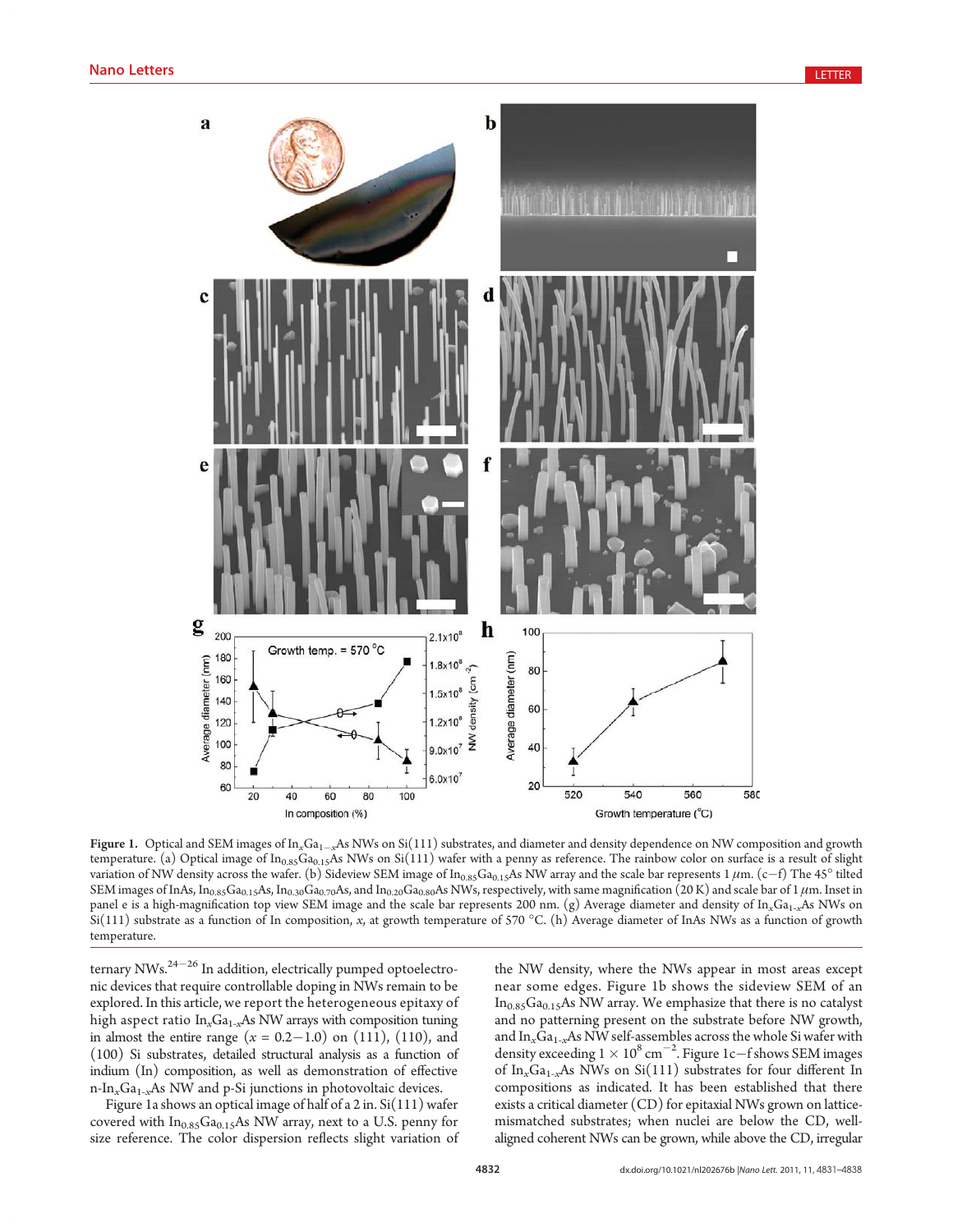**Figure 1.** Optical and SEM images of $In_xGa_{1-x}As$ NWs on Si(111) substrates, and diameter and density dependence on NW composition and growth temperature. (a) Optical image of $In_{0.85}Ga_{0.15}As$ NWs on Si(111) wafer with a penny as reference. The rainbow color on surface is a result of slight variation of NW density across the wafer. (b) Sideview SEM image of $In_{0.85}Ga_{0.15}As$ NW array and the scale bar represents 1 μm. (c−f) The 45° tilted SEM images of InAs, $In_{0.85}Ga_{0.15}As$, $In_{0.30}Ga_{0.70}As$, and $In_{0.20}Ga_{0.80}As$ NWs, respectively, with same magnification (20 K) and scale bar of 1 μm. Inset in panel e is a high-magnification top view SEM image and the scale bar represents 200 nm. (g) Average diameter and density of $In_xGa_{1-x}As$ NWs on Si(111) substrate as a function of In composition, $x$, at growth temperature of 570 °C. (h) Average diameter of InAs NWs as a function of growth temperature.

ternary NWs.[24−26] In addition, electrically pumped optoelectronic devices that require controllable doping in NWs remain to be explored. In this article, we report the heterogeneous epitaxy of high aspect ratio $In_xGa_{1-x}As$ NW arrays with composition tuning in almost the entire range ($x$ = 0.2−1.0) on (111), (110), and (100) Si substrates, detailed structural analysis as a function of indium (In) composition, as well as demonstration of effective n-$In_xGa_{1-x}As$ NW and p-Si junctions in photovoltaic devices.

Figure 1a shows an optical image of half of a 2 in. Si(111) wafer covered with $In_{0.85}Ga_{0.15}As$ NW array, next to a U.S. penny for size reference. The color dispersion reflects slight variation of the NW density, where the NWs appear in most areas except near some edges. Figure 1b shows the sideview SEM of an $In_{0.85}Ga_{0.15}As$ NW array. We emphasize that there is no catalyst and no patterning present on the substrate before NW growth, and $In_xGa_{1-x}As$ NW self-assembles across the whole Si wafer with density exceeding $1 \times 10^8$ cm$^{-2}$. Figure 1c−f shows SEM images of $In_xGa_{1-x}As$ NWs on Si(111) substrates for four different In compositions as indicated. It has been established that there exists a critical diameter (CD) for epitaxial NWs grown on lattice-mismatched substrates; when nuclei are below the CD, well-aligned coherent NWs can be grown, while above the CD, irregular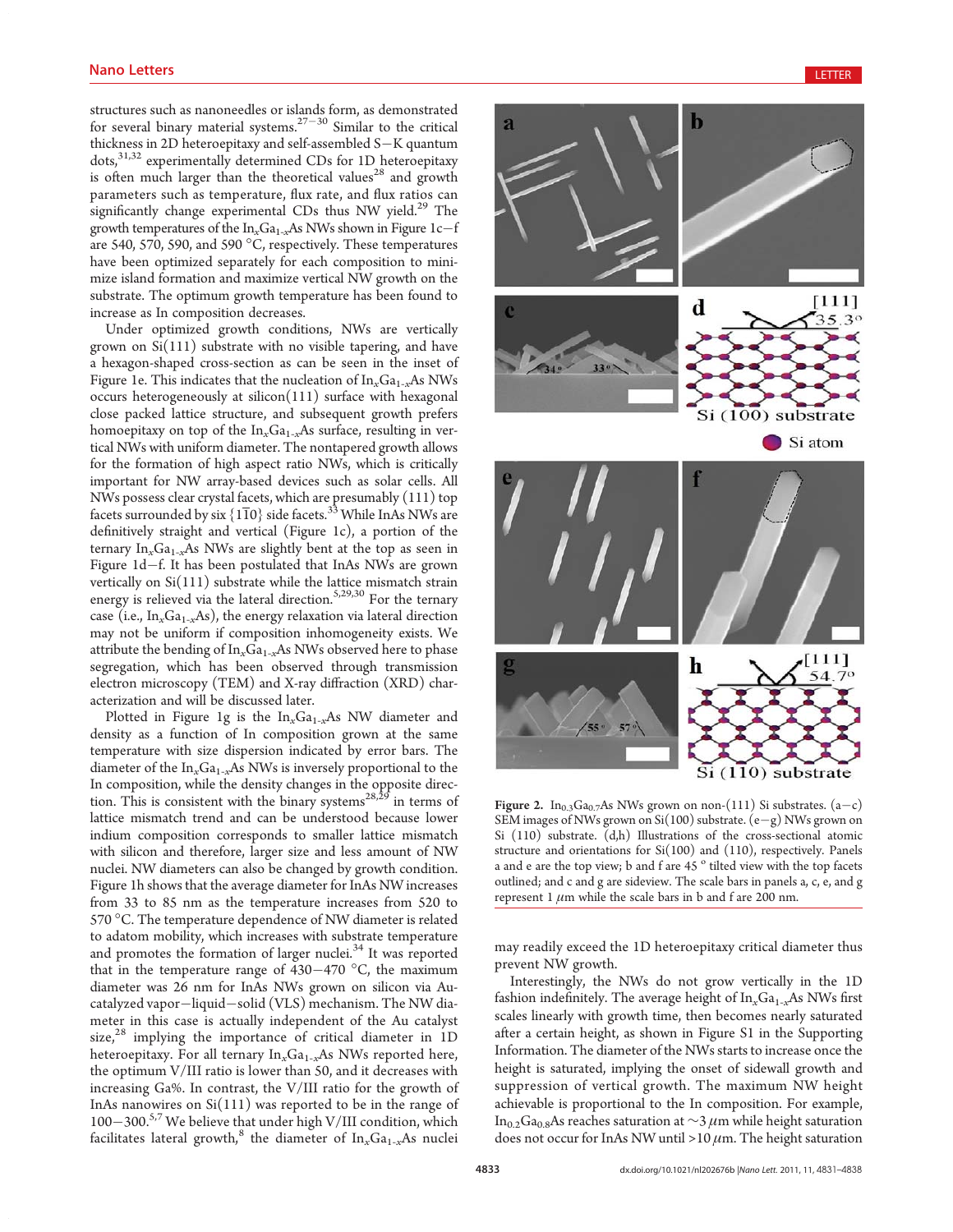structures such as nanoneedles or islands form, as demonstrated for several binary material systems.[27−30] Similar to the critical thickness in 2D heteroepitaxy and self-assembled S−K quantum dots,[31,32] experimentally determined CDs for 1D heteroepitaxy is often much larger than the theoretical values[28] and growth parameters such as temperature, flux rate, and flux ratios can significantly change experimental CDs thus NW yield.[29] The growth temperatures of the $In_xGa_{1-x}As$ NWs shown in Figure 1c−f are 540, 570, 590, and 590 °C, respectively. These temperatures have been optimized separately for each composition to minimize island formation and maximize vertical NW growth on the substrate. The optimum growth temperature has been found to increase as In composition decreases.

Under optimized growth conditions, NWs are vertically grown on Si(111) substrate with no visible tapering, and have a hexagon-shaped cross-section as can be seen in the inset of Figure 1e. This indicates that the nucleation of $In_xGa_{1-x}As$ NWs occurs heterogeneously at silicon(111) surface with hexagonal close packed lattice structure, and subsequent growth prefers homoepitaxy on top of the $In_xGa_{1-x}As$ surface, resulting in vertical NWs with uniform diameter. The nontapered growth allows for the formation of high aspect ratio NWs, which is critically important for NW array-based devices such as solar cells. All NWs possess clear crystal facets, which are presumably (111) top facets surrounded by six $\{1\bar{1}0\}$ side facets.[33] While InAs NWs are definitively straight and vertical (Figure 1c), a portion of the ternary $In_xGa_{1-x}As$ NWs are slightly bent at the top as seen in Figure 1d−f. It has been postulated that InAs NWs are grown vertically on Si(111) substrate while the lattice mismatch strain energy is relieved via the lateral direction.[5,29,30] For the ternary case (i.e., $In_xGa_{1-x}As$), the energy relaxation via lateral direction may not be uniform if composition inhomogeneity exists. We attribute the bending of $In_xGa_{1-x}As$ NWs observed here to phase segregation, which has been observed through transmission electron microscopy (TEM) and X-ray diffraction (XRD) characterization and will be discussed later.

Plotted in Figure 1g is the $In_xGa_{1-x}As$ NW diameter and density as a function of In composition grown at the same temperature with size dispersion indicated by error bars. The diameter of the $In_xGa_{1-x}As$ NWs is inversely proportional to the In composition, while the density changes in the opposite direction. This is consistent with the binary systems[28,29] in terms of lattice mismatch trend and can be understood because lower indium composition corresponds to smaller lattice mismatch with silicon and therefore, larger size and less amount of NW nuclei. NW diameters can also be changed by growth condition. Figure 1h shows that the average diameter for InAs NW increases from 33 to 85 nm as the temperature increases from 520 to 570 °C. The temperature dependence of NW diameter is related to adatom mobility, which increases with substrate temperature and promotes the formation of larger nuclei.[34] It was reported that in the temperature range of 430−470 °C, the maximum diameter was 26 nm for InAs NWs grown on silicon via Au-catalyzed vapor−liquid−solid (VLS) mechanism. The NW diameter in this case is actually independent of the Au catalyst size,[28] implying the importance of critical diameter in 1D heteroepitaxy. For all ternary $In_xGa_{1-x}As$ NWs reported here, the optimum V/III ratio is lower than 50, and it decreases with increasing Ga%. In contrast, the V/III ratio for the growth of InAs nanowires on Si(111) was reported to be in the range of 100−300.[5,7] We believe that under high V/III condition, which facilitates lateral growth,[8] the diameter of $In_xGa_{1-x}As$ nuclei may readily exceed the 1D heteroepitaxy critical diameter thus prevent NW growth.

Figure 2. $In_{0.3}Ga_{0.7}As$ NWs grown on non-(111) Si substrates. (a−c) SEM images of NWs grown on Si(100) substrate. (e−g) NWs grown on Si (110) substrate. (d,h) Illustrations of the cross-sectional atomic structure and orientations for Si(100) and (110), respectively. Panels a and e are the top view; b and f are 45 ° tilted view with the top facets outlined; and c and g are sideview. The scale bars in panels a, c, e, and g represent 1 $\mu$m while the scale bars in b and f are 200 nm.

Interestingly, the NWs do not grow vertically in the 1D fashion indefinitely. The average height of $In_xGa_{1-x}As$ NWs first scales linearly with growth time, then becomes nearly saturated after a certain height, as shown in Figure S1 in the Supporting Information. The diameter of the NWs starts to increase once the height is saturated, implying the onset of sidewall growth and suppression of vertical growth. The maximum NW height achievable is proportional to the In composition. For example, $In_{0.2}Ga_{0.8}As$ reaches saturation at ~3 $\mu$m while height saturation does not occur for InAs NW until >10 $\mu$m. The height saturation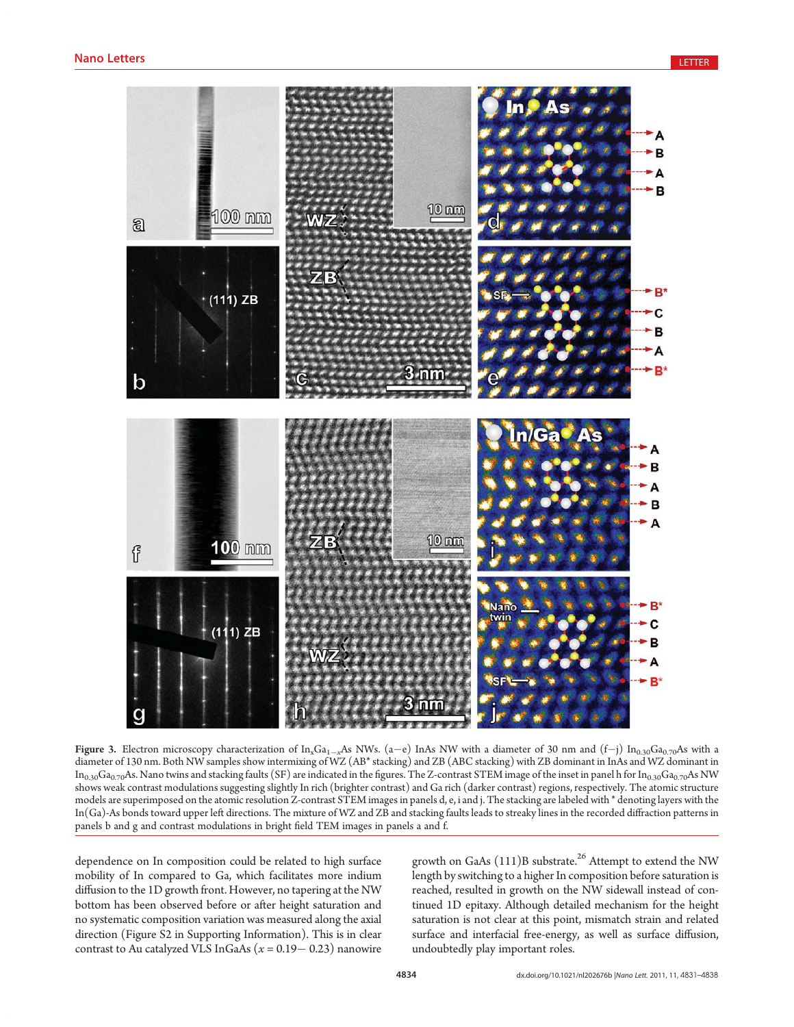**Figure 3.** Electron microscopy characterization of $In_xGa_{1-x}As$ NWs. (a−e) InAs NW with a diameter of 30 nm and (f−j) $In_{0.30}Ga_{0.70}As$ with a diameter of 130 nm. Both NW samples show intermixing of WZ (AB* stacking) and ZB (ABC stacking) with ZB dominant in InAs and WZ dominant in $In_{0.30}Ga_{0.70}As$. Nano twins and stacking faults (SF) are indicated in the figures. The Z-contrast STEM image of the inset in panel h for $In_{0.30}Ga_{0.70}As$ NW shows weak contrast modulations suggesting slightly In rich (brighter contrast) and Ga rich (darker contrast) regions, respectively. The atomic structure models are superimposed on the atomic resolution Z-contrast STEM images in panels d, e, i and j. The stacking are labeled with * denoting layers with the In(Ga)-As bonds toward upper left directions. The mixture of WZ and ZB and stacking faults leads to streaky lines in the recorded diffraction patterns in panels b and g and contrast modulations in bright field TEM images in panels a and f.

dependence on In composition could be related to high surface mobility of In compared to Ga, which facilitates more indium diffusion to the 1D growth front. However, no tapering at the NW bottom has been observed before or after height saturation and no systematic composition variation was measured along the axial direction (Figure S2 in Supporting Information). This is in clear contrast to Au catalyzed VLS InGaAs ($x = 0.19-0.23$) nanowire growth on GaAs (111)B substrate.[26] Attempt to extend the NW length by switching to a higher In composition before saturation is reached, resulted in growth on the NW sidewall instead of continued 1D epitaxy. Although detailed mechanism for the height saturation is not clear at this point, mismatch strain and related surface and interfacial free-energy, as well as surface diffusion, undoubtedly play important roles.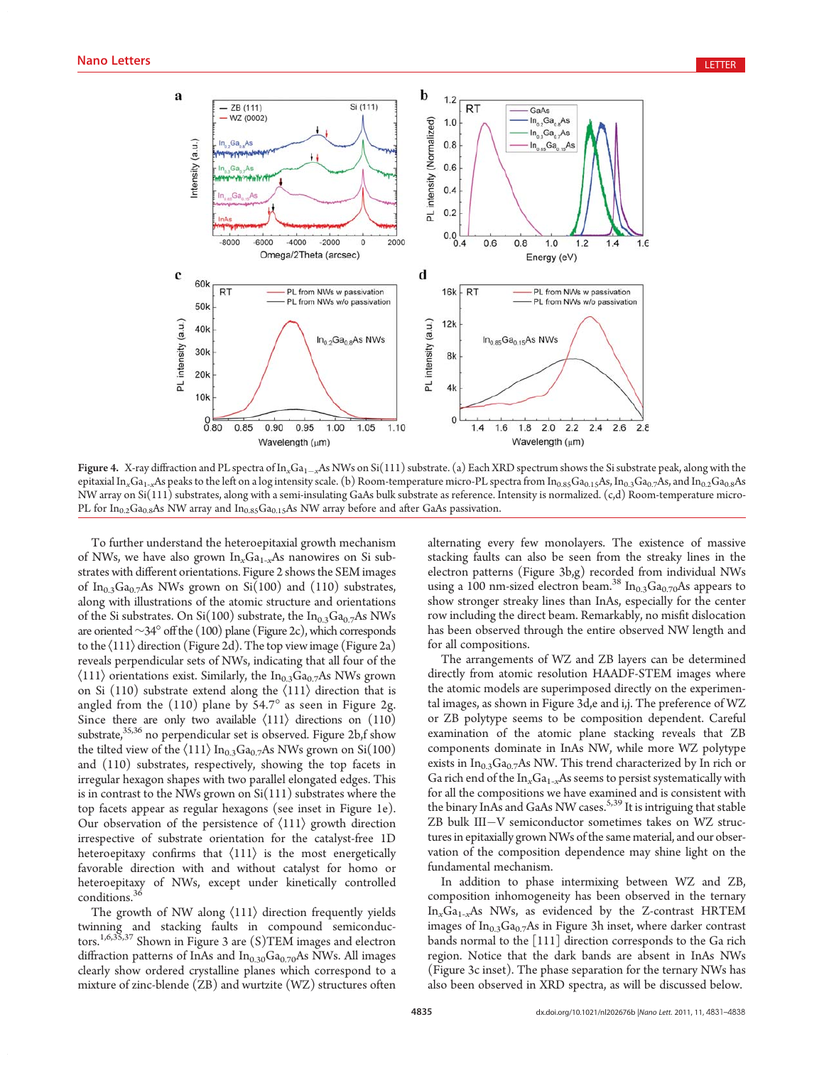**Figure 4.** X-ray diffraction and PL spectra of $In_xGa_{1-x}As$ NWs on Si(111) substrate. (a) Each XRD spectrum shows the Si substrate peak, along with the epitaxial $In_xGa_{1-x}As$ peaks to the left on a log intensity scale. (b) Room-temperature micro-PL spectra from $In_{0.85}Ga_{0.15}As$, $In_{0.3}Ga_{0.7}As$, and $In_{0.2}Ga_{0.8}As$ NW array on Si(111) substrates, along with a semi-insulating GaAs bulk substrate as reference. Intensity is normalized. (c,d) Room-temperature micro-PL for $In_{0.2}Ga_{0.8}As$ NW array and $In_{0.85}Ga_{0.15}As$ NW array before and after GaAs passivation.

To further understand the heteroepitaxial growth mechanism of NWs, we have also grown $In_xGa_{1-x}As$ nanowires on Si substrates with different orientations. Figure 2 shows the SEM images of $In_{0.3}Ga_{0.7}As$ NWs grown on Si(100) and (110) substrates, along with illustrations of the atomic structure and orientations of the Si substrates. On Si(100) substrate, the $In_{0.3}Ga_{0.7}As$ NWs are oriented ~34° off the (100) plane (Figure 2c), which corresponds to the ⟨111⟩ direction (Figure 2d). The top view image (Figure 2a) reveals perpendicular sets of NWs, indicating that all four of the ⟨111⟩ orientations exist. Similarly, the $In_{0.3}Ga_{0.7}As$ NWs grown on Si (110) substrate extend along the ⟨111⟩ direction that is angled from the (110) plane by 54.7° as seen in Figure 2g. Since there are only two available ⟨111⟩ directions on (110) substrate,[35,36] no perpendicular set is observed. Figure 2b,f show the tilted view of the ⟨111⟩ $In_{0.3}Ga_{0.7}As$ NWs grown on Si(100) and (110) substrates, respectively, showing the top facets in irregular hexagon shapes with two parallel elongated edges. This is in contrast to the NWs grown on Si(111) substrates where the top facets appear as regular hexagons (see inset in Figure 1e). Our observation of the persistence of ⟨111⟩ growth direction irrespective of substrate orientation for the catalyst-free 1D heteroepitaxy confirms that ⟨111⟩ is the most energetically favorable direction with and without catalyst for homo or heteroepitaxy of NWs, except under kinetically controlled conditions.[36]

The growth of NW along ⟨111⟩ direction frequently yields twinning and stacking faults in compound semiconductors.[1,6,35,37] Shown in Figure 3 are (S)TEM images and electron diffraction patterns of InAs and $In_{0.30}Ga_{0.70}As$ NWs. All images clearly show ordered crystalline planes which correspond to a mixture of zinc-blende (ZB) and wurtzite (WZ) structures often alternating every few monolayers. The existence of massive stacking faults can also be seen from the streaky lines in the electron patterns (Figure 3b,g) recorded from individual NWs using a 100 nm-sized electron beam.[38] $In_{0.3}Ga_{0.70}As$ appears to show stronger streaky lines than InAs, especially for the center row including the direct beam. Remarkably, no misfit dislocation has been observed through the entire observed NW length and for all compositions.

The arrangements of WZ and ZB layers can be determined directly from atomic resolution HAADF-STEM images where the atomic models are superimposed directly on the experimental images, as shown in Figure 3d,e and i,j. The preference of WZ or ZB polytype seems to be composition dependent. Careful examination of the atomic plane stacking reveals that ZB components dominate in InAs NW, while more WZ polytype exists in $In_{0.3}Ga_{0.7}As$ NW. This trend characterized by In rich or Ga rich end of the $In_xGa_{1-x}As$ seems to persist systematically with for all the compositions we have examined and is consistent with the binary InAs and GaAs NW cases.[5,39] It is intriguing that stable ZB bulk III−V semiconductor sometimes takes on WZ structures in epitaxially grown NWs of the same material, and our observation of the composition dependence may shine light on the fundamental mechanism.

In addition to phase intermixing between WZ and ZB, composition inhomogeneity has been observed in the ternary $In_xGa_{1-x}As$ NWs, as evidenced by the Z-contrast HRTEM images of $In_{0.3}Ga_{0.7}As$ in Figure 3h inset, where darker contrast bands normal to the [111] direction corresponds to the Ga rich region. Notice that the dark bands are absent in InAs NWs (Figure 3c inset). The phase separation for the ternary NWs has also been observed in XRD spectra, as will be discussed below.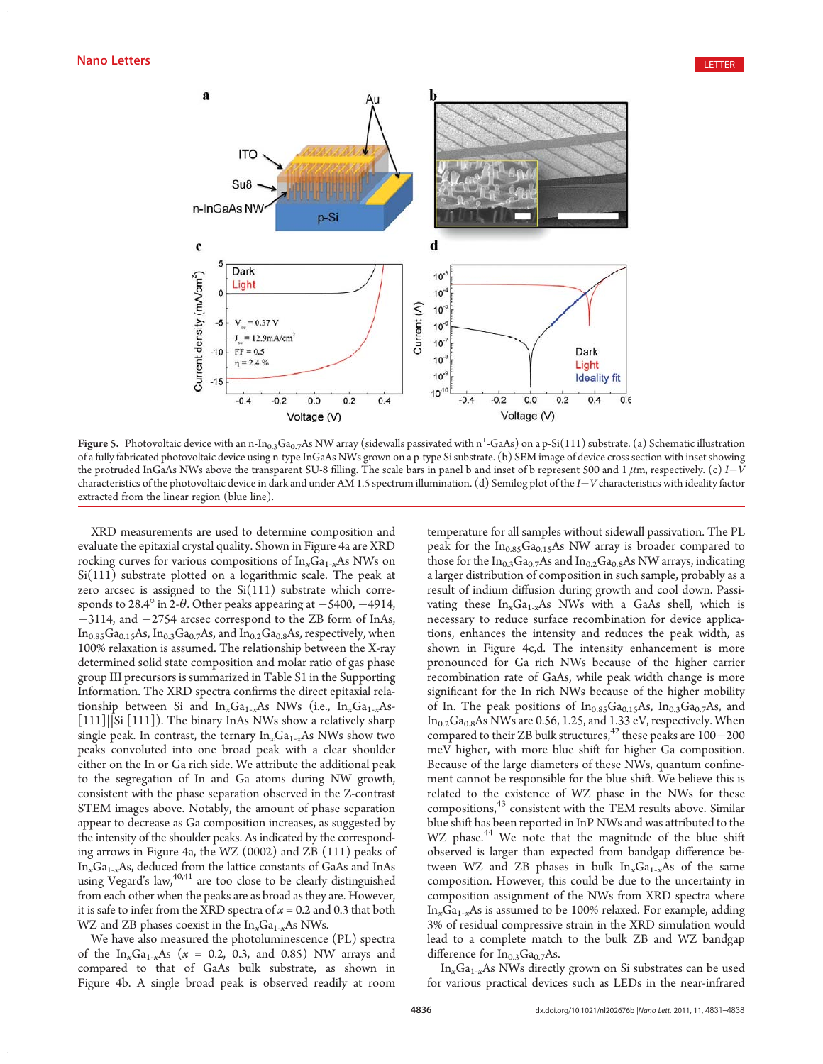**Figure 5.** Photovoltaic device with an n-$In_{0.3}Ga_{0.7}As$ NW array (sidewalls passivated with $n^+$-GaAs) on a p-Si(111) substrate. (a) Schematic illustration of a fully fabricated photovoltaic device using n-type InGaAs NWs grown on a p-type Si substrate. (b) SEM image of device cross section with inset showing the protruded InGaAs NWs above the transparent SU-8 filling. The scale bars in panel b and inset of b represent 500 and 1 $\mu$m, respectively. (c) $I-V$ characteristics of the photovoltaic device in dark and under AM 1.5 spectrum illumination. (d) Semilog plot of the $I-V$ characteristics with ideality factor extracted from the linear region (blue line).

XRD measurements are used to determine composition and evaluate the epitaxial crystal quality. Shown in Figure 4a are XRD rocking curves for various compositions of $In_xGa_{1-x}As$ NWs on Si(111) substrate plotted on a logarithmic scale. The peak at zero arcsec is assigned to the Si(111) substrate which corresponds to 28.4° in 2-$\theta$. Other peaks appearing at −5400, −4914, −3114, and −2754 arcsec correspond to the ZB form of InAs, $In_{0.85}Ga_{0.15}As$, $In_{0.3}Ga_{0.7}As$, and $In_{0.2}Ga_{0.8}As$, respectively, when 100% relaxation is assumed. The relationship between the X-ray determined solid state composition and molar ratio of gas phase group III precursors is summarized in Table S1 in the Supporting Information. The XRD spectra confirms the direct epitaxial relationship between Si and $In_xGa_{1-x}As$ NWs (i.e., $In_xGa_{1-x}As$-[111]||Si [111]). The binary InAs NWs show a relatively sharp single peak. In contrast, the ternary $In_xGa_{1-x}As$ NWs show two peaks convoluted into one broad peak with a clear shoulder either on the In or Ga rich side. We attribute the additional peak to the segregation of In and Ga atoms during NW growth, consistent with the phase separation observed in the Z-contrast STEM images above. Notably, the amount of phase separation appear to decrease as Ga composition increases, as suggested by the intensity of the shoulder peaks. As indicated by the corresponding arrows in Figure 4a, the WZ (0002) and ZB (111) peaks of $In_xGa_{1-x}As$, deduced from the lattice constants of GaAs and InAs using Vegard's law,[40,41] are too close to be clearly distinguished from each other when the peaks are as broad as they are. However, it is safe to infer from the XRD spectra of $x = 0.2$ and 0.3 that both WZ and ZB phases coexist in the $In_xGa_{1-x}As$ NWs.

We have also measured the photoluminescence (PL) spectra of the $In_xGa_{1-x}As$ ($x$ = 0.2, 0.3, and 0.85) NW arrays and compared to that of GaAs bulk substrate, as shown in Figure 4b. A single broad peak is observed readily at room temperature for all samples without sidewall passivation. The PL peak for the $In_{0.85}Ga_{0.15}As$ NW array is broader compared to those for the $In_{0.3}Ga_{0.7}As$ and $In_{0.2}Ga_{0.8}As$ NW arrays, indicating a larger distribution of composition in such sample, probably as a result of indium diffusion during growth and cool down. Passivating these $In_xGa_{1-x}As$ NWs with a GaAs shell, which is necessary to reduce surface recombination for device applications, enhances the intensity and reduces the peak width, as shown in Figure 4c,d. The intensity enhancement is more pronounced for Ga rich NWs because of the higher carrier recombination rate of GaAs, while peak width change is more significant for the In rich NWs because of the higher mobility of In. The peak positions of $In_{0.85}Ga_{0.15}As$, $In_{0.3}Ga_{0.7}As$, and $In_{0.2}Ga_{0.8}As$ NWs are 0.56, 1.25, and 1.33 eV, respectively. When compared to their ZB bulk structures,[42] these peaks are 100−200 meV higher, with more blue shift for higher Ga composition. Because of the large diameters of these NWs, quantum confinement cannot be responsible for the blue shift. We believe this is related to the existence of WZ phase in the NWs for these compositions,[43] consistent with the TEM results above. Similar blue shift has been reported in InP NWs and was attributed to the WZ phase.[44] We note that the magnitude of the blue shift observed is larger than expected from bandgap difference between WZ and ZB phases in bulk $In_xGa_{1-x}As$ of the same composition. However, this could be due to the uncertainty in composition assignment of the NWs from XRD spectra where $In_xGa_{1-x}As$ is assumed to be 100% relaxed. For example, adding 3% of residual compressive strain in the XRD simulation would lead to a complete match to the bulk ZB and WZ bandgap difference for $In_{0.3}Ga_{0.7}As$.

$In_xGa_{1-x}As$ NWs directly grown on Si substrates can be used for various practical devices such as LEDs in the near-infrared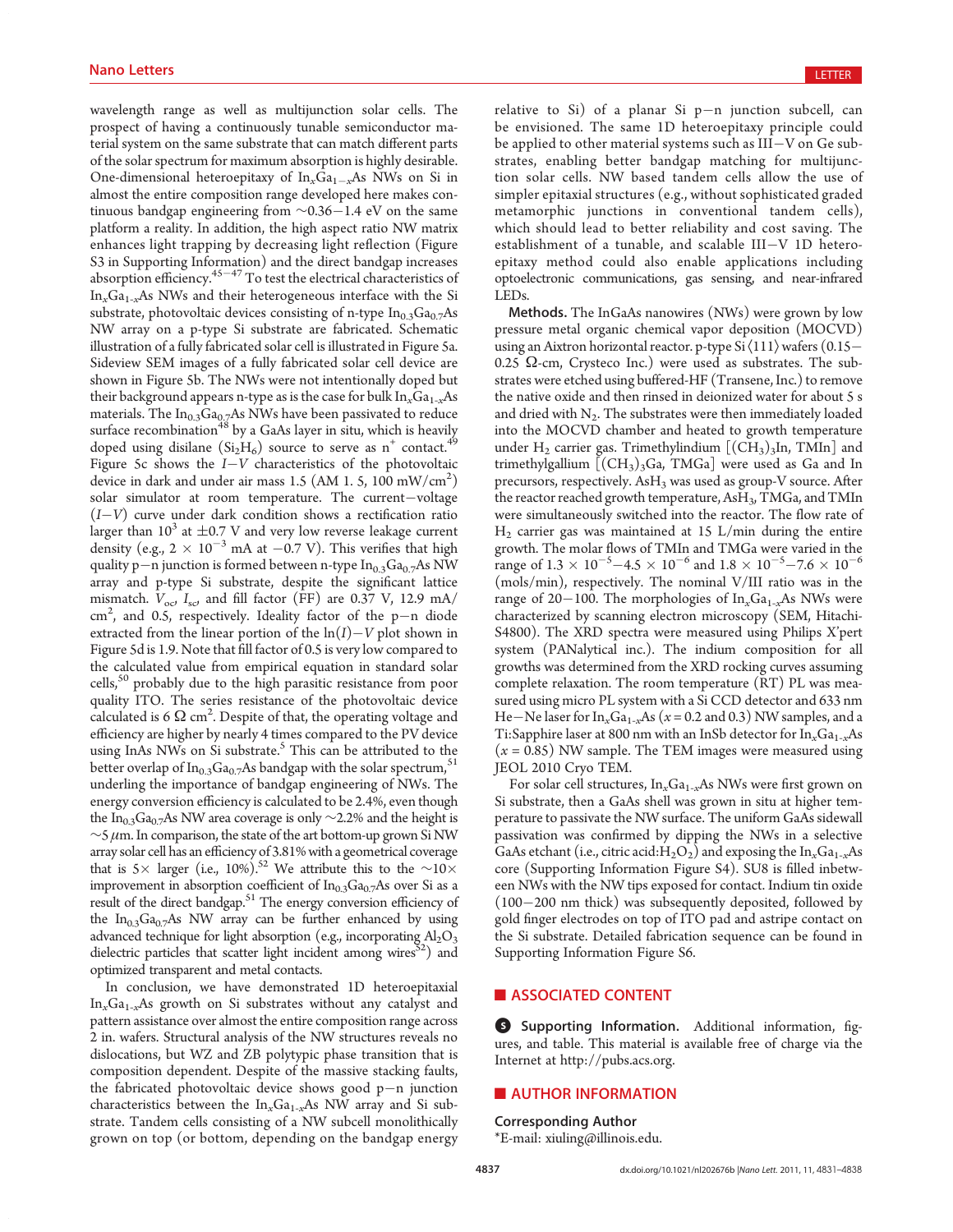wavelength range as well as multijunction solar cells. The prospect of having a continuously tunable semiconductor material system on the same substrate that can match different parts of the solar spectrum for maximum absorption is highly desirable. One-dimensional heteroepitaxy of $In_xGa_{1-x}As$ NWs on Si in almost the entire composition range developed here makes continuous bandgap engineering from ~0.36−1.4 eV on the same platform a reality. In addition, the high aspect ratio NW matrix enhances light trapping by decreasing light reflection (Figure S3 in Supporting Information) and the direct bandgap increases absorption efficiency.[45−47] To test the electrical characteristics of $In_xGa_{1-x}As$ NWs and their heterogeneous interface with the Si substrate, photovoltaic devices consisting of n-type $In_{0.3}Ga_{0.7}As$ NW array on a p-type Si substrate are fabricated. Schematic illustration of a fully fabricated solar cell is illustrated in Figure 5a. Sideview SEM images of a fully fabricated solar cell device are shown in Figure 5b. The NWs were not intentionally doped but their background appears n-type as is the case for bulk $In_xGa_{1-x}As$ materials. The $In_{0.3}Ga_{0.7}As$ NWs have been passivated to reduce surface recombination[48] by a GaAs layer in situ, which is heavily doped using disilane ($Si_2H_6$) source to serve as $n^+$ contact.[49] Figure 5c shows the $I-V$ characteristics of the photovoltaic device in dark and under air mass 1.5 (AM 1. 5, 100 mW/cm$^2$) solar simulator at room temperature. The current−voltage ($I-V$) curve under dark condition shows a rectification ratio larger than $10^3$ at ±0.7 V and very low reverse leakage current density (e.g., $2 \times 10^{-3}$ mA at −0.7 V). This verifies that high quality p−n junction is formed between n-type $In_{0.3}Ga_{0.7}As$ NW array and p-type Si substrate, despite the significant lattice mismatch. $V_{oc}$, $I_{sc}$, and fill factor (FF) are 0.37 V, 12.9 mA/cm$^2$, and 0.5, respectively. Ideality factor of the p−n diode extracted from the linear portion of the $\ln(I)-V$ plot shown in Figure 5d is 1.9. Note that fill factor of 0.5 is very low compared to the calculated value from empirical equation in standard solar cells,[50] probably due to the high parasitic resistance from poor quality ITO. The series resistance of the photovoltaic device calculated is 6 Ω cm$^2$. Despite of that, the operating voltage and efficiency are higher by nearly 4 times compared to the PV device using InAs NWs on Si substrate.[5] This can be attributed to the better overlap of $In_{0.3}Ga_{0.7}As$ bandgap with the solar spectrum,[51] underling the importance of bandgap engineering of NWs. The energy conversion efficiency is calculated to be 2.4%, even though the $In_{0.3}Ga_{0.7}As$ NW area coverage is only ~2.2% and the height is ~5 μm. In comparison, the state of the art bottom-up grown Si NW array solar cell has an efficiency of 3.81% with a geometrical coverage that is 5× larger (i.e., 10%).[52] We attribute this to the ~10× improvement in absorption coefficient of $In_{0.3}Ga_{0.7}As$ over Si as a result of the direct bandgap.[51] The energy conversion efficiency of the $In_{0.3}Ga_{0.7}As$ NW array can be further enhanced by using advanced technique for light absorption (e.g., incorporating $Al_2O_3$ dielectric particles that scatter light incident among wires[52]) and optimized transparent and metal contacts.

In conclusion, we have demonstrated 1D heteroepitaxial $In_xGa_{1-x}As$ growth on Si substrates without any catalyst and pattern assistance over almost the entire composition range across 2 in. wafers. Structural analysis of the NW structures reveals no dislocations, but WZ and ZB polytypic phase transition that is composition dependent. Despite of the massive stacking faults, the fabricated photovoltaic device shows good p−n junction characteristics between the $In_xGa_{1-x}As$ NW array and Si substrate. Tandem cells consisting of a NW subcell monolithically grown on top (or bottom, depending on the bandgap energy relative to Si) of a planar Si p−n junction subcell, can be envisioned. The same 1D heteroepitaxy principle could be applied to other material systems such as III−V on Ge substrates, enabling better bandgap matching for multijunction solar cells. NW based tandem cells allow the use of simpler epitaxial structures (e.g., without sophisticated graded metamorphic junctions in conventional tandem cells), which should lead to better reliability and cost saving. The establishment of a tunable, and scalable III−V 1D heteroepitaxy method could also enable applications including optoelectronic communications, gas sensing, and near-infrared LEDs.

**Methods.** The InGaAs nanowires (NWs) were grown by low pressure metal organic chemical vapor deposition (MOCVD) using an Aixtron horizontal reactor. p-type Si⟨111⟩ wafers (0.15−0.25 Ω-cm, Crysteco Inc.) were used as substrates. The substrates were etched using buffered-HF (Transene, Inc.) to remove the native oxide and then rinsed in deionized water for about 5 s and dried with $N_2$. The substrates were then immediately loaded into the MOCVD chamber and heated to growth temperature under $H_2$ carrier gas. Trimethylindium [$(CH_3)_3In$, TMIn] and trimethylgallium [$(CH_3)_3Ga$, TMGa] were used as Ga and In precursors, respectively. $AsH_3$ was used as group-V source. After the reactor reached growth temperature, $AsH_3$, TMGa, and TMIn were simultaneously switched into the reactor. The flow rate of $H_2$ carrier gas was maintained at 15 L/min during the entire growth. The molar flows of TMIn and TMGa were varied in the range of $1.3 \times 10^{-5}-4.5 \times 10^{-6}$ and $1.8 \times 10^{-5}-7.6 \times 10^{-6}$ (mols/min), respectively. The nominal V/III ratio was in the range of 20−100. The morphologies of $In_xGa_{1-x}As$ NWs were characterized by scanning electron microscopy (SEM, Hitachi-S4800). The XRD spectra were measured using Philips X'pert system (PANalytical inc.). The indium composition for all growths was determined from the XRD rocking curves assuming complete relaxation. The room temperature (RT) PL was measured using micro PL system with a Si CCD detector and 633 nm He−Ne laser for $In_xGa_{1-x}As$ ($x$ = 0.2 and 0.3) NW samples, and a Ti:Sapphire laser at 800 nm with an InSb detector for $In_xGa_{1-x}As$ ($x$ = 0.85) NW sample. The TEM images were measured using JEOL 2010 Cryo TEM.

For solar cell structures, $In_xGa_{1-x}As$ NWs were first grown on Si substrate, then a GaAs shell was grown in situ at higher temperature to passivate the NW surface. The uniform GaAs sidewall passivation was confirmed by dipping the NWs in a selective GaAs etchant (i.e., citric acid:$H_2O_2$) and exposing the $In_xGa_{1-x}As$ core (Supporting Information Figure S4). SU8 is filled inbetween NWs with the NW tips exposed for contact. Indium tin oxide (100−200 nm thick) was subsequently deposited, followed by gold finger electrodes on top of ITO pad and astripe contact on the Si substrate. Detailed fabrication sequence can be found in Supporting Information Figure S6.

## ■ ASSOCIATED CONTENT

**Supporting Information.** Additional information, figures, and table. This material is available free of charge via the Internet at http://pubs.acs.org.

## ■ AUTHOR INFORMATION

**Corresponding Author**

*E-mail: xiuling@illinois.edu.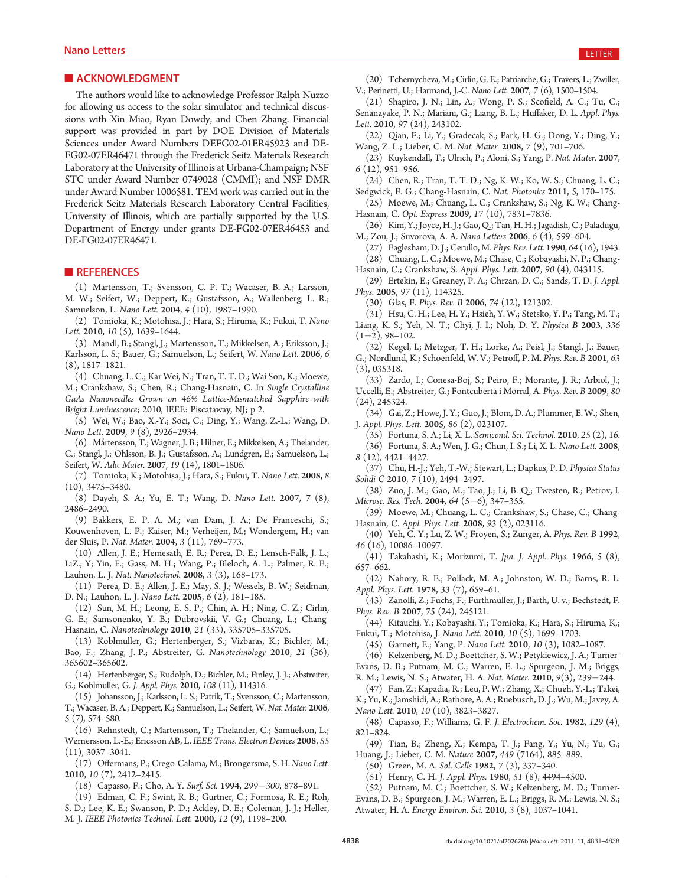## ■ ACKNOWLEDGMENT

The authors would like to acknowledge Professor Ralph Nuzzo for allowing us access to the solar simulator and technical discussions with Xin Miao, Ryan Dowdy, and Chen Zhang. Financial support was provided in part by DOE Division of Materials Sciences under Award Numbers DEFG02-01ER45923 and DE-FG02-07ER46471 through the Frederick Seitz Materials Research Laboratory at the University of Illinois at Urbana-Champaign; NSF STC under Award Number 0749028 (CMMI); and NSF DMR under Award Number 1006581. TEM work was carried out in the Frederick Seitz Materials Research Laboratory Central Facilities, University of Illinois, which are partially supported by the U.S. Department of Energy under grants DE-FG02-07ER46453 and DE-FG02-07ER46471.

## ■ REFERENCES

(1) Martensson, T.; Svensson, C. P. T.; Wacaser, B. A.; Larsson, M. W.; Seifert, W.; Deppert, K.; Gustafsson, A.; Wallenberg, L. R.; Samuelson, L. *Nano Lett.* **2004**, *4* (10), 1987–1990.

(2) Tomioka, K.; Motohisa, J.; Hara, S.; Hiruma, K.; Fukui, T. *Nano Lett.* **2010**, *10* (5), 1639–1644.

(3) Mandl, B.; Stangl, J.; Martensson, T.; Mikkelsen, A.; Eriksson, J.; Karlsson, L. S.; Bauer, G.; Samuelson, L.; Seifert, W. *Nano Lett.* **2006**, *6* (8), 1817–1821.

(4) Chuang, L. C.; Kar Wei, N.; Tran, T. T. D.; Wai Son, K.; Moewe, M.; Crankshaw, S.; Chen, R.; Chang-Hasnain, C. In *Single Crystalline GaAs Nanoneedles Grown on 46% Lattice-Mismatched Sapphire with Bright Luminescence*; 2010, IEEE: Piscataway, NJ; p 2.

(5) Wei, W.; Bao, X.-Y.; Soci, C.; Ding, Y.; Wang, Z.-L.; Wang, D. *Nano Lett.* **2009**, *9* (8), 2926–2934.

(6) Mårtensson, T.; Wagner, J. B.; Hilner, E.; Mikkelsen, A.; Thelander, C.; Stangl, J.; Ohlsson, B. J.; Gustafsson, A.; Lundgren, E.; Samuelson, L.; Seifert, W. *Adv. Mater.* **2007**, *19* (14), 1801–1806.

(7) Tomioka, K.; Motohisa, J.; Hara, S.; Fukui, T. *Nano Lett.* **2008**, *8* (10), 3475–3480.

(8) Dayeh, S. A.; Yu, E. T.; Wang, D. *Nano Lett.* **2007**, *7* (8), 2486–2490.

(9) Bakkers, E. P. A. M.; van Dam, J. A.; De Franceschi, S.; Kouwenhoven, L. P.; Kaiser, M.; Verheijen, M.; Wondergem, H.; van der Sluis, P. *Nat. Mater.* **2004**, *3* (11), 769–773.

(10) Allen, J. E.; Hemesath, E. R.; Perea, D. E.; Lensch-Falk, J. L.; LiZ., Y; Yin, F.; Gass, M. H.; Wang, P.; Bleloch, A. L.; Palmer, R. E.; Lauhon, L. J. *Nat. Nanotechnol.* **2008**, *3* (3), 168–173.

(11) Perea, D. E.; Allen, J. E.; May, S. J.; Wessels, B. W.; Seidman, D. N.; Lauhon, L. J. *Nano Lett.* **2005**, *6* (2), 181–185.

(12) Sun, M. H.; Leong, E. S. P.; Chin, A. H.; Ning, C. Z.; Cirlin, G. E.; Samsonenko, Y. B.; Dubrovskii, V. G.; Chuang, L.; Chang-Hasnain, C. *Nanotechnology* **2010**, *21* (33), 335705–335705.

(13) Koblmuller, G.; Hertenberger, S.; Vizbaras, K.; Bichler, M.; Bao, F.; Zhang, J.-P.; Abstreiter, G. *Nanotechnology* **2010**, *21* (36), 365602–365602.

(14) Hertenberger, S.; Rudolph, D.; Bichler, M.; Finley, J. J.; Abstreiter, G.; Koblmuller, G. *J. Appl. Phys.* **2010**, *108* (11), 114316.

(15) Johansson, J.; Karlsson, L. S.; Patrik, T.; Svensson, C.; Martensson, T.; Wacaser, B. A.; Deppert, K.; Samuelson, L.; Seifert, W. *Nat. Mater.* **2006**, *5* (7), 574–580.

(16) Rehnstedt, C.; Martensson, T.; Thelander, C.; Samuelson, L.; Wernersson, L.-E.; Ericsson AB, L. *IEEE Trans. Electron Devices* **2008**, *55* (11), 3037–3041.

(17) Offermans, P.; Crego-Calama, M.; Brongersma, S. H. *Nano Lett.* **2010**, *10* (7), 2412–2415.

(18) Capasso, F.; Cho, A. Y. *Surf. Sci.* **1994**, *299*–*300*, 878–891.

(19) Edman, C. F.; Swint, R. B.; Gurtner, C.; Formosa, R. E.; Roh, S. D.; Lee, K. E.; Swanson, P. D.; Ackley, D. E.; Coleman, J. J.; Heller, M. J. *IEEE Photonics Technol. Lett.* **2000**, *12* (9), 1198–200.

(20) Tchernycheva, M.; Cirlin, G. E.; Patriarche, G.; Travers, L.; Zwiller, V.; Perinetti, U.; Harmand, J.-C. *Nano Lett.* **2007**, *7* (6), 1500–1504.

(21) Shapiro, J. N.; Lin, A.; Wong, P. S.; Scofield, A. C.; Tu, C.; Senanayake, P. N.; Mariani, G.; Liang, B. L.; Huffaker, D. L. *Appl. Phys. Lett.* **2010**, *97* (24), 243102.

(22) Qian, F.; Li, Y.; Gradecak, S.; Park, H.-G.; Dong, Y.; Ding, Y.; Wang, Z. L.; Lieber, C. M. *Nat. Mater.* **2008**, *7* (9), 701–706.

(23) Kuykendall, T.; Ulrich, P.; Aloni, S.; Yang, P. *Nat. Mater.* **2007**, *6* (12), 951–956.

(24) Chen, R.; Tran, T.-T. D.; Ng, K. W.; Ko, W. S.; Chuang, L. C.; Sedgwick, F. G.; Chang-Hasnain, C. *Nat. Photonics* **2011**, *5*, 170–175.

(25) Moewe, M.; Chuang, L. C.; Crankshaw, S.; Ng, K. W.; Chang-Hasnain, C. *Opt. Express* **2009**, *17* (10), 7831–7836.

(26) Kim, Y.; Joyce, H. J.; Gao, Q.; Tan, H. H.; Jagadish, C.; Paladugu, M.; Zou, J.; Suvorova, A. A. *Nano Letters* **2006**, *6* (4), 599–604.

(27) Eaglesham, D. J.; Cerullo, M. *Phys. Rev. Lett.* **1990**, *64* (16), 1943.

(28) Chuang, L. C.; Moewe, M.; Chase, C.; Kobayashi, N. P.; Chang-Hasnain, C.; Crankshaw, S. *Appl. Phys. Lett.* **2007**, *90* (4), 043115.

(29) Ertekin, E.; Greaney, P. A.; Chrzan, D. C.; Sands, T. D. *J. Appl. Phys.* **2005**, *97* (11), 114325.

(30) Glas, F. *Phys. Rev. B* **2006**, *74* (12), 121302.

(31) Hsu, C. H.; Lee, H. Y.; Hsieh, Y. W.; Stetsko, Y. P.; Tang, M. T.; Liang, K. S.; Yeh, N. T.; Chyi, J. I.; Noh, D. Y. *Physica B* **2003**, *336* (1−2), 98–102.

(32) Kegel, I.; Metzger, T. H.; Lorke, A.; Peisl, J.; Stangl, J.; Bauer, G.; Nordlund, K.; Schoenfeld, W. V.; Petroff, P. M. *Phys. Rev. B* **2001**, *63* (3), 035318.

(33) Zardo, I.; Conesa-Boj, S.; Peiro, F.; Morante, J. R.; Arbiol, J.; Uccelli, E.; Abstreiter, G.; Fontcuberta i Morral, A. *Phys. Rev. B* **2009**, *80* (24), 245324.

(34) Gai, Z.; Howe, J. Y.; Guo, J.; Blom, D. A.; Plummer, E. W.; Shen, J. *Appl. Phys. Lett.* **2005**, *86* (2), 023107.

(35) Fortuna, S. A.; Li, X. L. *Semicond. Sci. Technol.* **2010**, *25* (2), 16.

(36) Fortuna, S. A.; Wen, J. G.; Chun, I. S.; Li, X. L. *Nano Lett.* **2008**, *8* (12), 4421–4427.

(37) Chu, H.-J.; Yeh, T.-W.; Stewart, L.; Dapkus, P. D. *Physica Status Solidi C* **2010**, *7* (10), 2494–2497.

(38) Zuo, J. M.; Gao, M.; Tao, J.; Li, B. Q.; Twesten, R.; Petrov, I. *Microsc. Res. Tech.* **2004**, *64* (5−6), 347–355.

(39) Moewe, M.; Chuang, L. C.; Crankshaw, S.; Chase, C.; Chang-Hasnain, C. *Appl. Phys. Lett.* **2008**, *93* (2), 023116.

(40) Yeh, C.-Y.; Lu, Z. W.; Froyen, S.; Zunger, A. *Phys. Rev. B* **1992**, *46* (16), 10086–10097.

(41) Takahashi, K.; Morizumi, T. *Jpn. J. Appl. Phys.* **1966**, *5* (8), 657–662.

(42) Nahory, R. E.; Pollack, M. A.; Johnston, W. D.; Barns, R. L. *Appl. Phys. Lett.* **1978**, *33* (7), 659–61.

(43) Zanolli, Z.; Fuchs, F.; Furthmüller, J.; Barth, U. v.; Bechstedt, F. *Phys. Rev. B* **2007**, *75* (24), 245121.

(44) Kitauchi, Y.; Kobayashi, Y.; Tomioka, K.; Hara, S.; Hiruma, K.; Fukui, T.; Motohisa, J. *Nano Lett.* **2010**, *10* (5), 1699–1703.

(45) Garnett, E.; Yang, P. *Nano Lett.* **2010**, *10* (3), 1082–1087.

(46) Kelzenberg, M. D.; Boettcher, S. W.; Petykiewicz, J. A.; Turner-Evans, D. B.; Putnam, M. C.; Warren, E. L.; Spurgeon, J. M.; Briggs, R. M.; Lewis, N. S.; Atwater, H. A. *Nat. Mater.* **2010**, *9*(3), 239−244.

(47) Fan, Z.; Kapadia, R.; Leu, P. W.; Zhang, X.; Chueh, Y.-L.; Takei, K.; Yu, K.; Jamshidi, A.; Rathore, A. A.; Ruebusch, D. J.; Wu, M.; Javey, A. *Nano Lett.* **2010**, *10* (10), 3823–3827.

(48) Capasso, F.; Williams, G. F. *J. Electrochem. Soc.* **1982**, *129* (4), 821–824.

(49) Tian, B.; Zheng, X.; Kempa, T. J.; Fang, Y.; Yu, N.; Yu, G.; Huang, J.; Lieber, C. M. *Nature* **2007**, *449* (7164), 885–889.

(50) Green, M. A. *Sol. Cells* **1982**, *7* (3), 337–340.

(51) Henry, C. H. *J. Appl. Phys.* **1980**, *51* (8), 4494–4500.

(52) Putnam, M. C.; Boettcher, S. W.; Kelzenberg, M. D.; Turner-Evans, D. B.; Spurgeon, J. M.; Warren, E. L.; Briggs, R. M.; Lewis, N. S.; Atwater, H. A. *Energy Environ. Sci.* **2010**, *3* (8), 1037–1041.